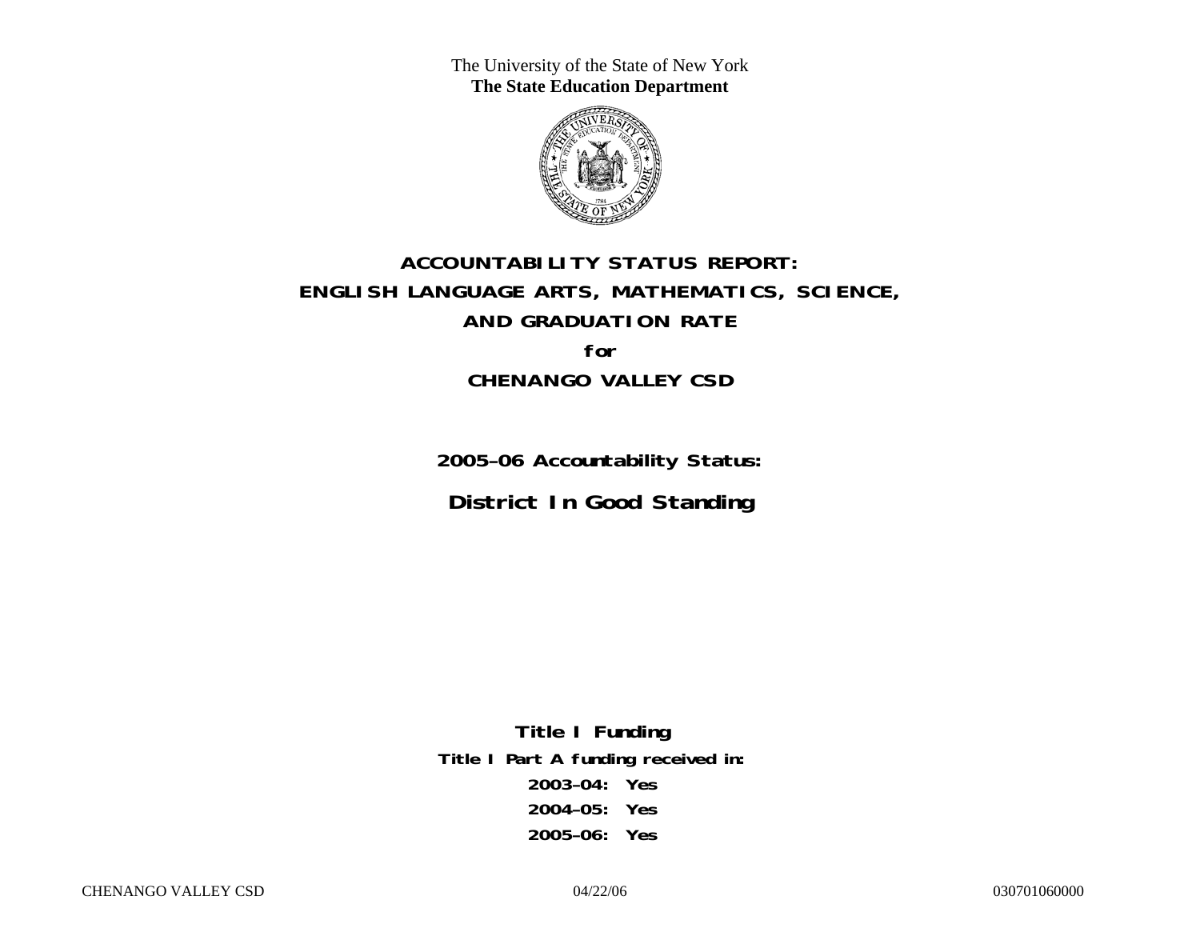The University of the State of New York
**The State Education Department**

# ACCOUNTABILITY STATUS REPORT:
# ENGLISH LANGUAGE ARTS, MATHEMATICS, SCIENCE,
# AND GRADUATION RATE
# for
# CHENANGO VALLEY CSD

## 2005–06 Accountability Status:

## District In Good Standing

**Title I Funding**

**Title I Part A funding received in:**

**2003–04: Yes**

**2004–05: Yes**

**2005–06: Yes**

CHENANGO VALLEY CSD 04/22/06 030701060000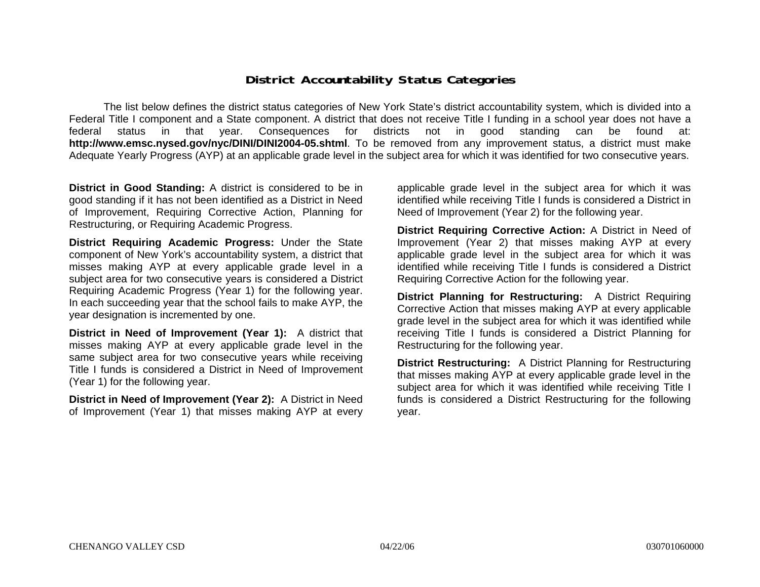## District Accountability Status Categories

The list below defines the district status categories of New York State's district accountability system, which is divided into a Federal Title I component and a State component. A district that does not receive Title I funding in a school year does not have a federal status in that year. Consequences for districts not in good standing can be found at: **http://www.emsc.nysed.gov/nyc/DINI/DINI2004-05.shtml**. To be removed from any improvement status, a district must make Adequate Yearly Progress (AYP) at an applicable grade level in the subject area for which it was identified for two consecutive years.

**District in Good Standing:** A district is considered to be in good standing if it has not been identified as a District in Need of Improvement, Requiring Corrective Action, Planning for Restructuring, or Requiring Academic Progress.

**District Requiring Academic Progress:** Under the State component of New York's accountability system, a district that misses making AYP at every applicable grade level in a subject area for two consecutive years is considered a District Requiring Academic Progress (Year 1) for the following year. In each succeeding year that the school fails to make AYP, the year designation is incremented by one.

**District in Need of Improvement (Year 1):** A district that misses making AYP at every applicable grade level in the same subject area for two consecutive years while receiving Title I funds is considered a District in Need of Improvement (Year 1) for the following year.

**District in Need of Improvement (Year 2):** A District in Need of Improvement (Year 1) that misses making AYP at every applicable grade level in the subject area for which it was identified while receiving Title I funds is considered a District in Need of Improvement (Year 2) for the following year.

**District Requiring Corrective Action:** A District in Need of Improvement (Year 2) that misses making AYP at every applicable grade level in the subject area for which it was identified while receiving Title I funds is considered a District Requiring Corrective Action for the following year.

**District Planning for Restructuring:** A District Requiring Corrective Action that misses making AYP at every applicable grade level in the subject area for which it was identified while receiving Title I funds is considered a District Planning for Restructuring for the following year.

**District Restructuring:** A District Planning for Restructuring that misses making AYP at every applicable grade level in the subject area for which it was identified while receiving Title I funds is considered a District Restructuring for the following year.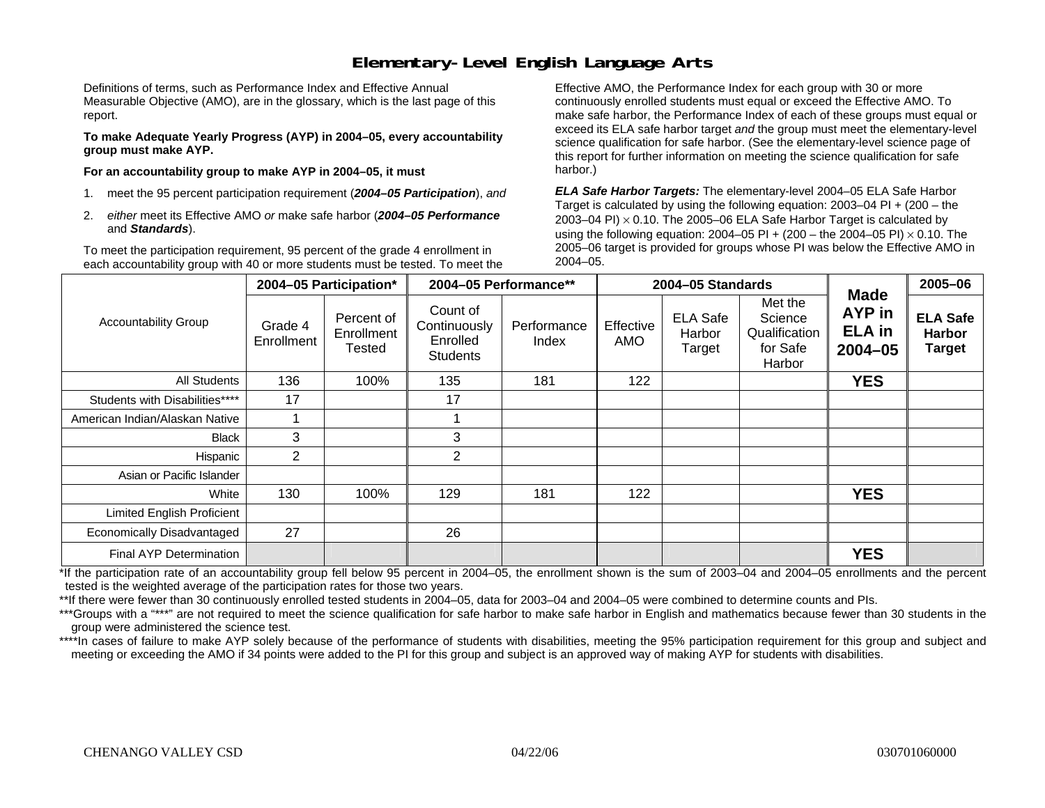# Elementary-Level English Language Arts

Definitions of terms, such as Performance Index and Effective Annual Measurable Objective (AMO), are in the glossary, which is the last page of this report.

**To make Adequate Yearly Progress (AYP) in 2004–05, every accountability group must make AYP.**

**For an accountability group to make AYP in 2004–05, it must**

1. meet the 95 percent participation requirement (***2004–05 Participation***), *and*
2. *either* meet its Effective AMO *or* make safe harbor (***2004–05 Performance*** and ***Standards***).

To meet the participation requirement, 95 percent of the grade 4 enrollment in each accountability group with 40 or more students must be tested. To meet the Effective AMO, the Performance Index for each group with 30 or more continuously enrolled students must equal or exceed the Effective AMO. To make safe harbor, the Performance Index of each of these groups must equal or exceed its ELA safe harbor target *and* the group must meet the elementary-level science qualification for safe harbor. (See the elementary-level science page of this report for further information on meeting the science qualification for safe harbor.)

***ELA Safe Harbor Targets:*** The elementary-level 2004–05 ELA Safe Harbor Target is calculated by using the following equation: 2003–04 PI + (200 – the 2003–04 PI) $\times$ 0.10. The 2005–06 ELA Safe Harbor Target is calculated by using the following equation: 2004–05 PI + (200 – the 2004–05 PI) $\times$ 0.10. The 2005–06 target is provided for groups whose PI was below the Effective AMO in 2004–05.

| Accountability Group | 2004–05 Participation* | | 2004–05 Performance** | | 2004–05 Standards | | | Made AYP in ELA in 2004–05 | 2005–06 |
|---|---|---|---|---|---|---|---|---|---|
| | Grade 4 Enrollment | Percent of Enrollment Tested | Count of Continuously Enrolled Students | Performance Index | Effective AMO | ELA Safe Harbor Target | Met the Science Qualification for Safe Harbor | | ELA Safe Harbor Target |
| All Students | 136 | 100% | 135 | 181 | 122 | | | **YES** | |
| Students with Disabilities**** | 17 | | 17 | | | | | | |
| American Indian/Alaskan Native | 1 | | 1 | | | | | | |
| Black | 3 | | 3 | | | | | | |
| Hispanic | 2 | | 2 | | | | | | |
| Asian or Pacific Islander | | | | | | | | | |
| White | 130 | 100% | 129 | 181 | 122 | | | **YES** | |
| Limited English Proficient | | | | | | | | | |
| Economically Disadvantaged | 27 | | 26 | | | | | | |
| Final AYP Determination | | | | | | | | **YES** | |

*If the participation rate of an accountability group fell below 95 percent in 2004–05, the enrollment shown is the sum of 2003–04 and 2004–05 enrollments and the percent tested is the weighted average of the participation rates for those two years.

**If there were fewer than 30 continuously enrolled tested students in 2004–05, data for 2003–04 and 2004–05 were combined to determine counts and PIs.

***Groups with a "***" are not required to meet the science qualification for safe harbor to make safe harbor in English and mathematics because fewer than 30 students in the group were administered the science test.

****In cases of failure to make AYP solely because of the performance of students with disabilities, meeting the 95% participation requirement for this group and subject and meeting or exceeding the AMO if 34 points were added to the PI for this group and subject is an approved way of making AYP for students with disabilities.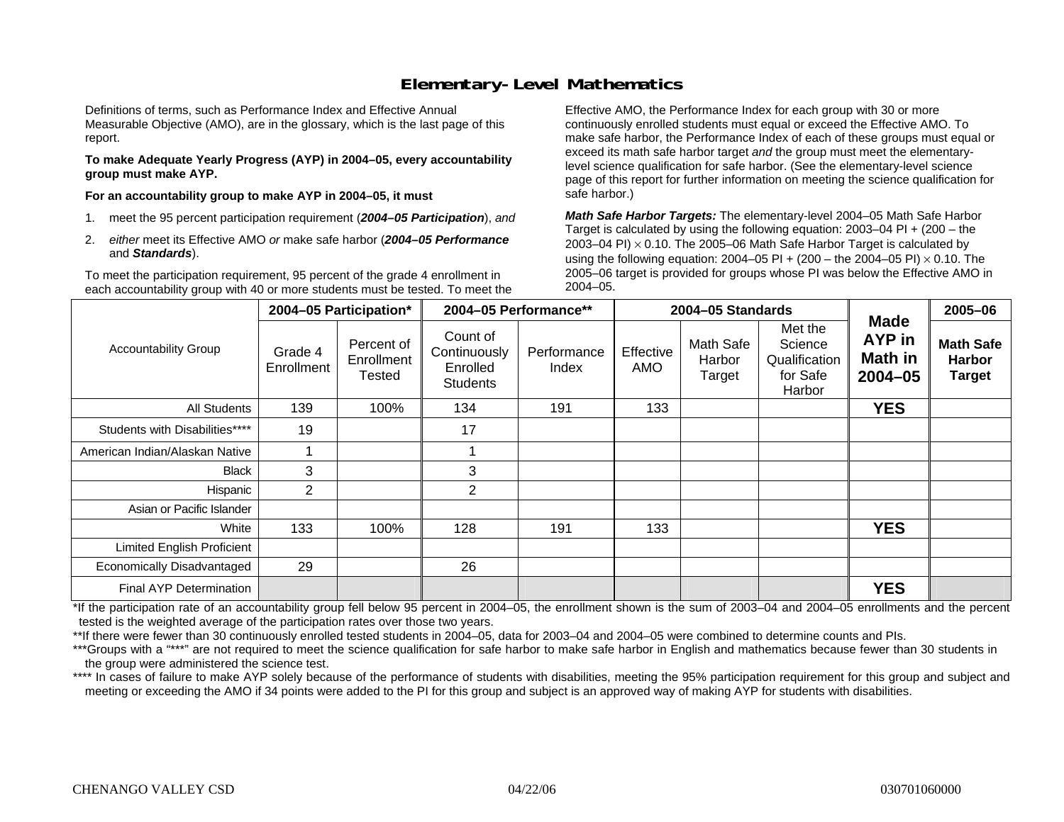# Elementary-Level Mathematics

Definitions of terms, such as Performance Index and Effective Annual Measurable Objective (AMO), are in the glossary, which is the last page of this report.

**To make Adequate Yearly Progress (AYP) in 2004–05, every accountability group must make AYP.**

**For an accountability group to make AYP in 2004–05, it must**

1. meet the 95 percent participation requirement (***2004–05 Participation***), *and*
2. *either* meet its Effective AMO *or* make safe harbor (***2004–05 Performance*** and ***Standards***).

To meet the participation requirement, 95 percent of the grade 4 enrollment in each accountability group with 40 or more students must be tested. To meet the Effective AMO, the Performance Index for each group with 30 or more continuously enrolled students must equal or exceed the Effective AMO. To make safe harbor, the Performance Index of each of these groups must equal or exceed its math safe harbor target *and* the group must meet the elementary-level science qualification for safe harbor. (See the elementary-level science page of this report for further information on meeting the science qualification for safe harbor.)

***Math Safe Harbor Targets:*** The elementary-level 2004–05 Math Safe Harbor Target is calculated by using the following equation: 2003–04 PI + (200 – the 2003–04 PI) $\times$ 0.10. The 2005–06 Math Safe Harbor Target is calculated by using the following equation: 2004–05 PI + (200 – the 2004–05 PI) $\times$ 0.10. The 2005–06 target is provided for groups whose PI was below the Effective AMO in 2004–05.

| Accountability Group | 2004–05 Participation* | | 2004–05 Performance** | | 2004–05 Standards | | | Made AYP in Math in 2004–05 | 2005–06 |
|---|---|---|---|---|---|---|---|---|---|
| | Grade 4 Enrollment | Percent of Enrollment Tested | Count of Continuously Enrolled Students | Performance Index | Effective AMO | Math Safe Harbor Target | Met the Science Qualification for Safe Harbor | | Math Safe Harbor Target |
| All Students | 139 | 100% | 134 | 191 | 133 | | | **YES** | |
| Students with Disabilities**** | 19 | | 17 | | | | | | |
| American Indian/Alaskan Native | 1 | | 1 | | | | | | |
| Black | 3 | | 3 | | | | | | |
| Hispanic | 2 | | 2 | | | | | | |
| Asian or Pacific Islander | | | | | | | | | |
| White | 133 | 100% | 128 | 191 | 133 | | | **YES** | |
| Limited English Proficient | | | | | | | | | |
| Economically Disadvantaged | 29 | | 26 | | | | | | |
| Final AYP Determination | | | | | | | | **YES** | |

*If the participation rate of an accountability group fell below 95 percent in 2004–05, the enrollment shown is the sum of 2003–04 and 2004–05 enrollments and the percent tested is the weighted average of the participation rates over those two years.

**If there were fewer than 30 continuously enrolled tested students in 2004–05, data for 2003–04 and 2004–05 were combined to determine counts and PIs.

***Groups with a "***" are not required to meet the science qualification for safe harbor to make safe harbor in English and mathematics because fewer than 30 students in the group were administered the science test.

**** In cases of failure to make AYP solely because of the performance of students with disabilities, meeting the 95% participation requirement for this group and subject and meeting or exceeding the AMO if 34 points were added to the PI for this group and subject is an approved way of making AYP for students with disabilities.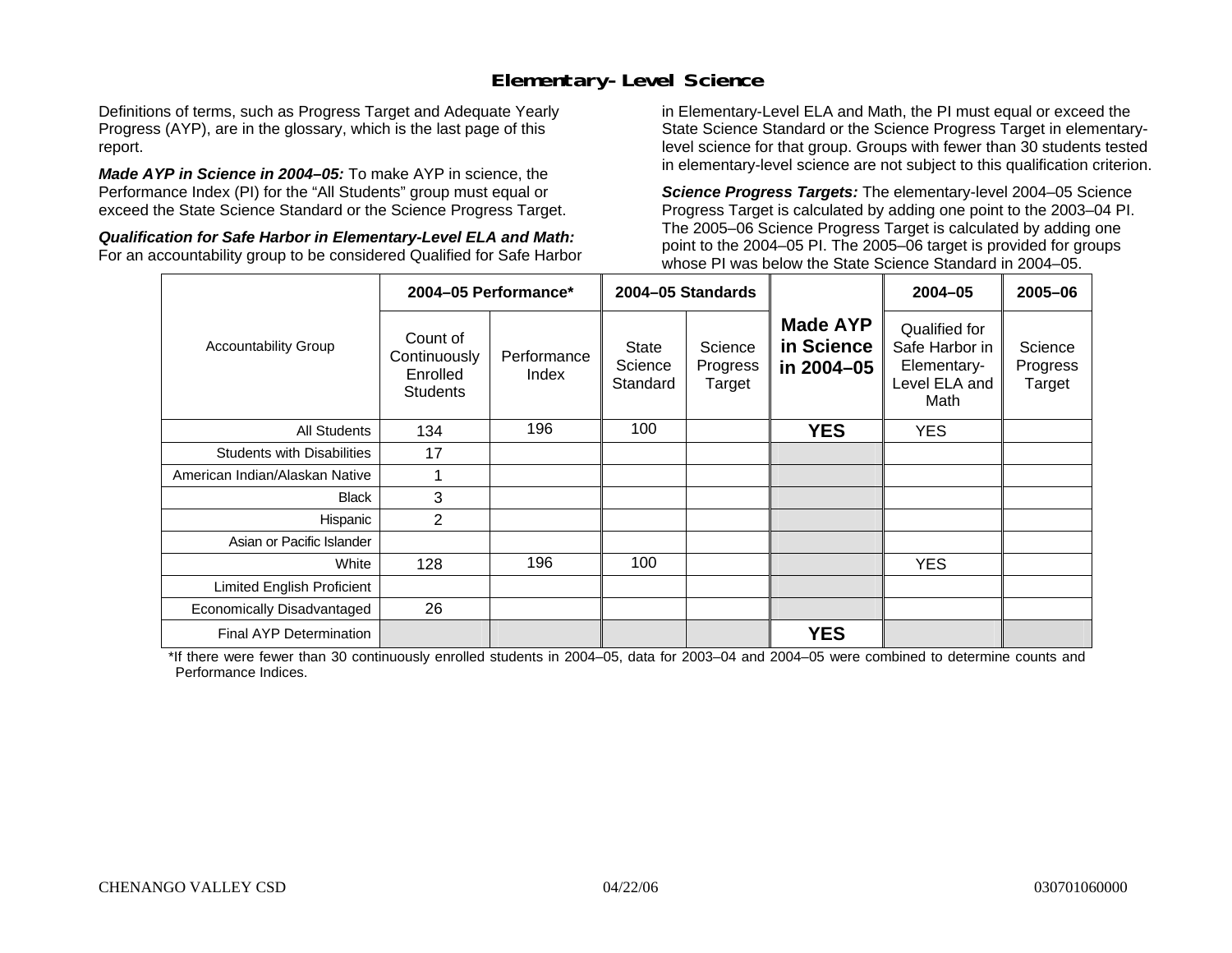## Elementary-Level Science

Definitions of terms, such as Progress Target and Adequate Yearly Progress (AYP), are in the glossary, which is the last page of this report.

***Made AYP in Science in 2004–05:*** To make AYP in science, the Performance Index (PI) for the "All Students" group must equal or exceed the State Science Standard or the Science Progress Target.

***Qualification for Safe Harbor in Elementary-Level ELA and Math:*** For an accountability group to be considered Qualified for Safe Harbor in Elementary-Level ELA and Math, the PI must equal or exceed the State Science Standard or the Science Progress Target in elementary-level science for that group. Groups with fewer than 30 students tested in elementary-level science are not subject to this qualification criterion.

***Science Progress Targets:*** The elementary-level 2004–05 Science Progress Target is calculated by adding one point to the 2003–04 PI. The 2005–06 Science Progress Target is calculated by adding one point to the 2004–05 PI. The 2005–06 target is provided for groups whose PI was below the State Science Standard in 2004–05.

| Accountability Group | 2004–05 Performance* | | 2004–05 Standards | | Made AYP in Science in 2004–05 | 2004–05 | 2005–06 |
|---|---|---|---|---|---|---|---|
| | Count of Continuously Enrolled Students | Performance Index | State Science Standard | Science Progress Target | | Qualified for Safe Harbor in Elementary-Level ELA and Math | Science Progress Target |
| All Students | 134 | 196 | 100 | | **YES** | YES | |
| Students with Disabilities | 17 | | | | | | |
| American Indian/Alaskan Native | 1 | | | | | | |
| Black | 3 | | | | | | |
| Hispanic | 2 | | | | | | |
| Asian or Pacific Islander | | | | | | | |
| White | 128 | 196 | 100 | | | YES | |
| Limited English Proficient | | | | | | | |
| Economically Disadvantaged | 26 | | | | | | |
| Final AYP Determination | | | | | **YES** | | |

*If there were fewer than 30 continuously enrolled students in 2004–05, data for 2003–04 and 2004–05 were combined to determine counts and Performance Indices.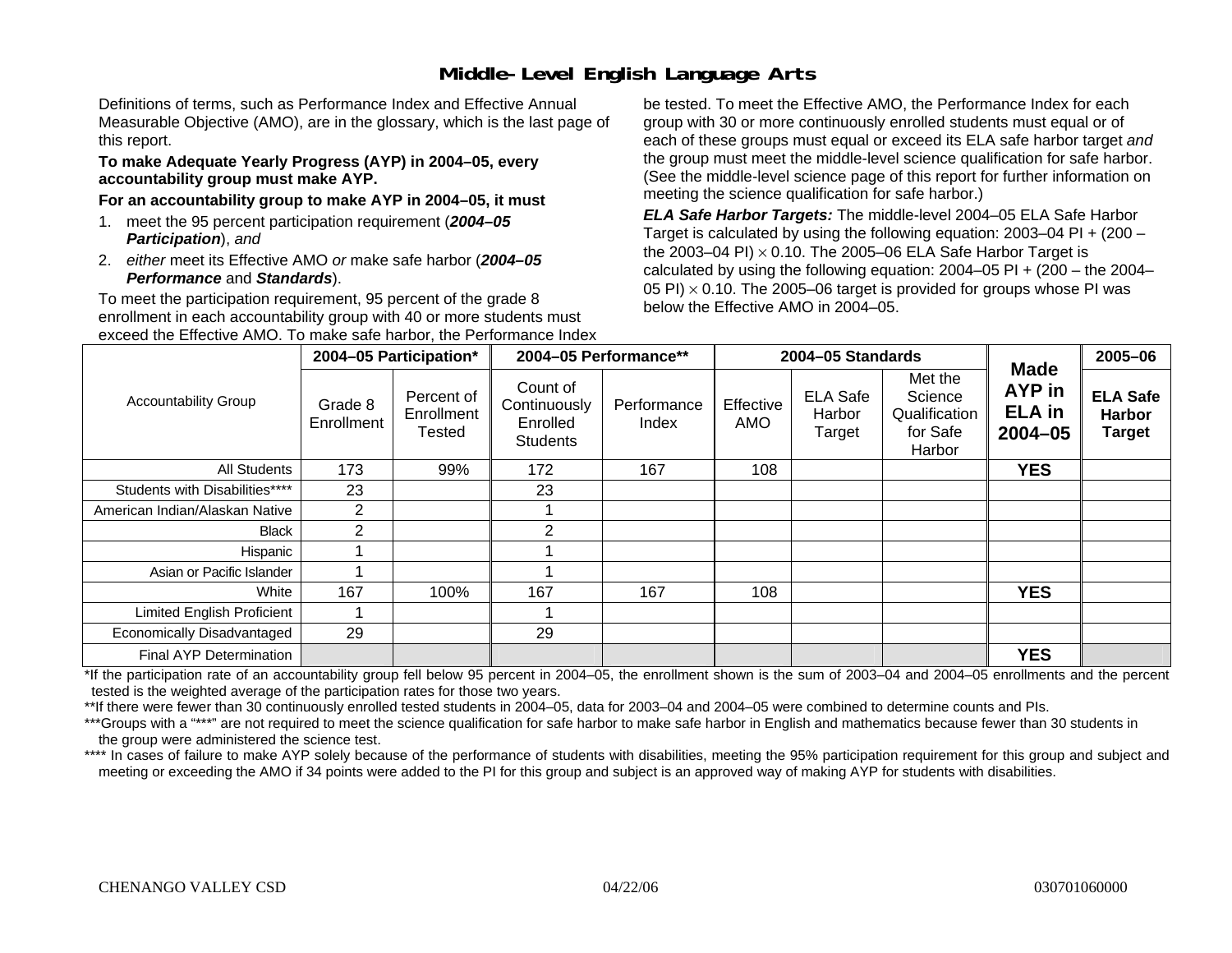# Middle-Level English Language Arts

Definitions of terms, such as Performance Index and Effective Annual Measurable Objective (AMO), are in the glossary, which is the last page of this report.

**To make Adequate Yearly Progress (AYP) in 2004–05, every accountability group must make AYP.**

**For an accountability group to make AYP in 2004–05, it must**

1. meet the 95 percent participation requirement (***2004–05 Participation***), *and*
2. *either* meet its Effective AMO *or* make safe harbor (***2004–05 Performance*** and ***Standards***).

To meet the participation requirement, 95 percent of the grade 8 enrollment in each accountability group with 40 or more students must be tested. To meet the Effective AMO, the Performance Index for each group with 30 or more continuously enrolled students must equal or exceed the Effective AMO. To make safe harbor, the Performance Index of each of these groups must equal or exceed its ELA safe harbor target *and* the group must meet the middle-level science qualification for safe harbor. (See the middle-level science page of this report for further information on meeting the science qualification for safe harbor.)

***ELA Safe Harbor Targets:*** The middle-level 2004–05 ELA Safe Harbor Target is calculated by using the following equation: 2003–04 PI + (200 – the 2003–04 PI) $\times$ 0.10. The 2005–06 ELA Safe Harbor Target is calculated by using the following equation: 2004–05 PI + (200 – the 2004–05 PI) $\times$ 0.10. The 2005–06 target is provided for groups whose PI was below the Effective AMO in 2004–05.

| Accountability Group | 2004–05 Participation* | | 2004–05 Performance** | | 2004–05 Standards | | | Made AYP in ELA in 2004–05 | 2005–06 |
|---|---|---|---|---|---|---|---|---|---|
| | Grade 8 Enrollment | Percent of Enrollment Tested | Count of Continuously Enrolled Students | Performance Index | Effective AMO | ELA Safe Harbor Target | Met the Science Qualification for Safe Harbor | | ELA Safe Harbor Target |
| All Students | 173 | 99% | 172 | 167 | 108 | | | YES | |
| Students with Disabilities**** | 23 | | 23 | | | | | | |
| American Indian/Alaskan Native | 2 | | 1 | | | | | | |
| Black | 2 | | 2 | | | | | | |
| Hispanic | 1 | | 1 | | | | | | |
| Asian or Pacific Islander | 1 | | 1 | | | | | | |
| White | 167 | 100% | 167 | 167 | 108 | | | YES | |
| Limited English Proficient | 1 | | 1 | | | | | | |
| Economically Disadvantaged | 29 | | 29 | | | | | | |
| Final AYP Determination | | | | | | | | YES | |

*If the participation rate of an accountability group fell below 95 percent in 2004–05, the enrollment shown is the sum of 2003–04 and 2004–05 enrollments and the percent tested is the weighted average of the participation rates for those two years.

**If there were fewer than 30 continuously enrolled tested students in 2004–05, data for 2003–04 and 2004–05 were combined to determine counts and PIs.

***Groups with a "***" are not required to meet the science qualification for safe harbor to make safe harbor in English and mathematics because fewer than 30 students in the group were administered the science test.

**** In cases of failure to make AYP solely because of the performance of students with disabilities, meeting the 95% participation requirement for this group and subject and meeting or exceeding the AMO if 34 points were added to the PI for this group and subject is an approved way of making AYP for students with disabilities.

CHENANGO VALLEY CSD 04/22/06 030701060000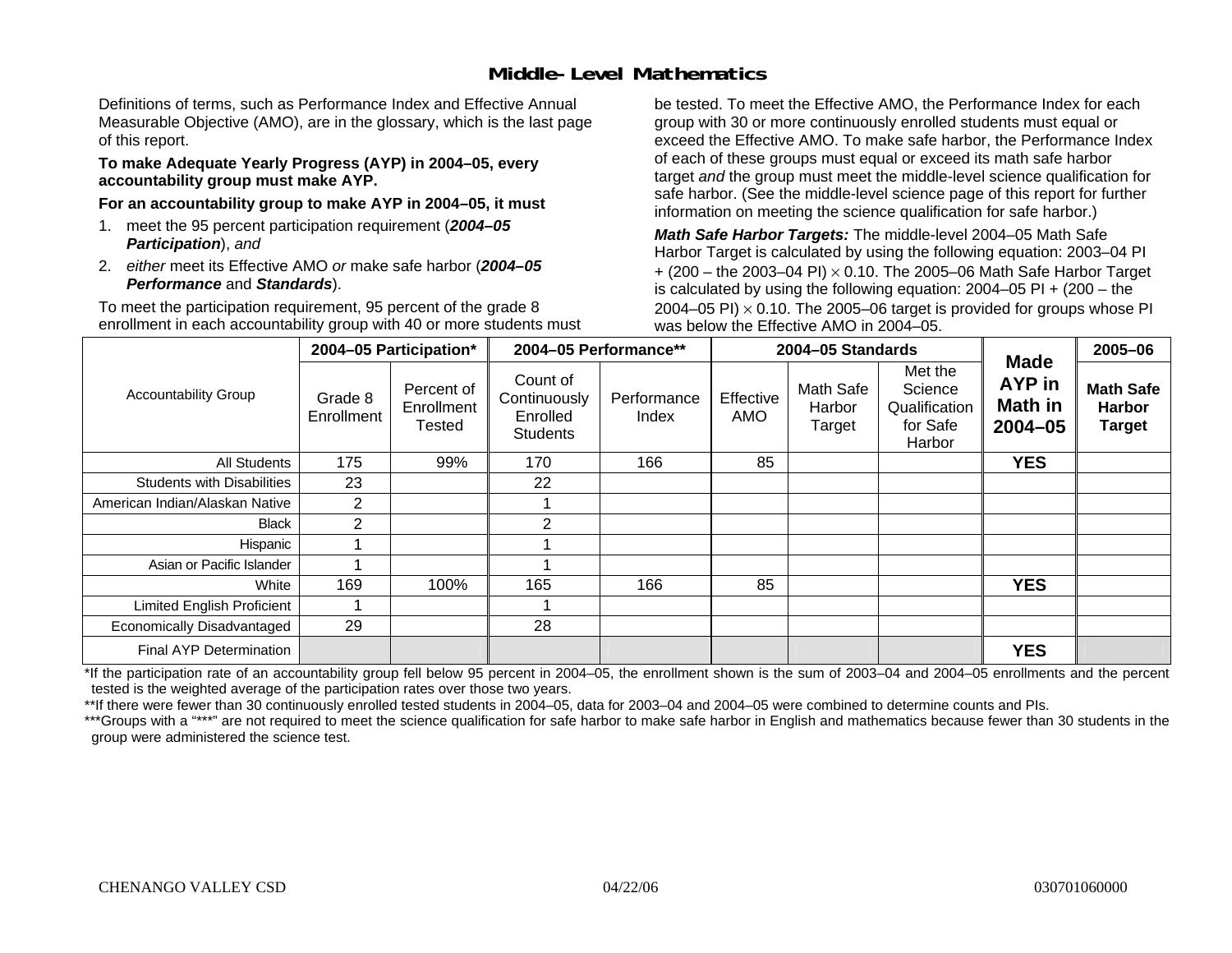## Middle-Level Mathematics

Definitions of terms, such as Performance Index and Effective Annual Measurable Objective (AMO), are in the glossary, which is the last page of this report.

**To make Adequate Yearly Progress (AYP) in 2004–05, every accountability group must make AYP.**

**For an accountability group to make AYP in 2004–05, it must**

1. meet the 95 percent participation requirement (***2004–05 Participation***), *and*
2. *either* meet its Effective AMO *or* make safe harbor (***2004–05 Performance*** and ***Standards***).

To meet the participation requirement, 95 percent of the grade 8 enrollment in each accountability group with 40 or more students must be tested. To meet the Effective AMO, the Performance Index for each group with 30 or more continuously enrolled students must equal or exceed the Effective AMO. To make safe harbor, the Performance Index of each of these groups must equal or exceed its math safe harbor target *and* the group must meet the middle-level science qualification for safe harbor. (See the middle-level science page of this report for further information on meeting the science qualification for safe harbor.)

***Math Safe Harbor Targets:*** The middle-level 2004–05 Math Safe Harbor Target is calculated by using the following equation: 2003–04 PI + (200 – the 2003–04 PI) $\times$ 0.10. The 2005–06 Math Safe Harbor Target is calculated by using the following equation: 2004–05 PI + (200 – the 2004–05 PI) $\times$ 0.10. The 2005–06 target is provided for groups whose PI was below the Effective AMO in 2004–05.

| Accountability Group | 2004–05 Participation* | | 2004–05 Performance** | | 2004–05 Standards | | | Made AYP in Math in 2004–05 | 2005–06 |
|---|---|---|---|---|---|---|---|---|---|
| | Grade 8 Enrollment | Percent of Enrollment Tested | Count of Continuously Enrolled Students | Performance Index | Effective AMO | Math Safe Harbor Target | Met the Science Qualification for Safe Harbor | | **Math Safe Harbor Target** |
| All Students | 175 | 99% | 170 | 166 | 85 | | | **YES** | |
| Students with Disabilities | 23 | | 22 | | | | | | |
| American Indian/Alaskan Native | 2 | | 1 | | | | | | |
| Black | 2 | | 2 | | | | | | |
| Hispanic | 1 | | 1 | | | | | | |
| Asian or Pacific Islander | 1 | | 1 | | | | | | |
| White | 169 | 100% | 165 | 166 | 85 | | | **YES** | |
| Limited English Proficient | 1 | | 1 | | | | | | |
| Economically Disadvantaged | 29 | | 28 | | | | | | |
| Final AYP Determination | | | | | | | | **YES** | |

*If the participation rate of an accountability group fell below 95 percent in 2004–05, the enrollment shown is the sum of 2003–04 and 2004–05 enrollments and the percent tested is the weighted average of the participation rates over those two years.

**If there were fewer than 30 continuously enrolled tested students in 2004–05, data for 2003–04 and 2004–05 were combined to determine counts and PIs.

***Groups with a "***" are not required to meet the science qualification for safe harbor to make safe harbor in English and mathematics because fewer than 30 students in the group were administered the science test.

CHENANGO VALLEY CSD 04/22/06 030701060000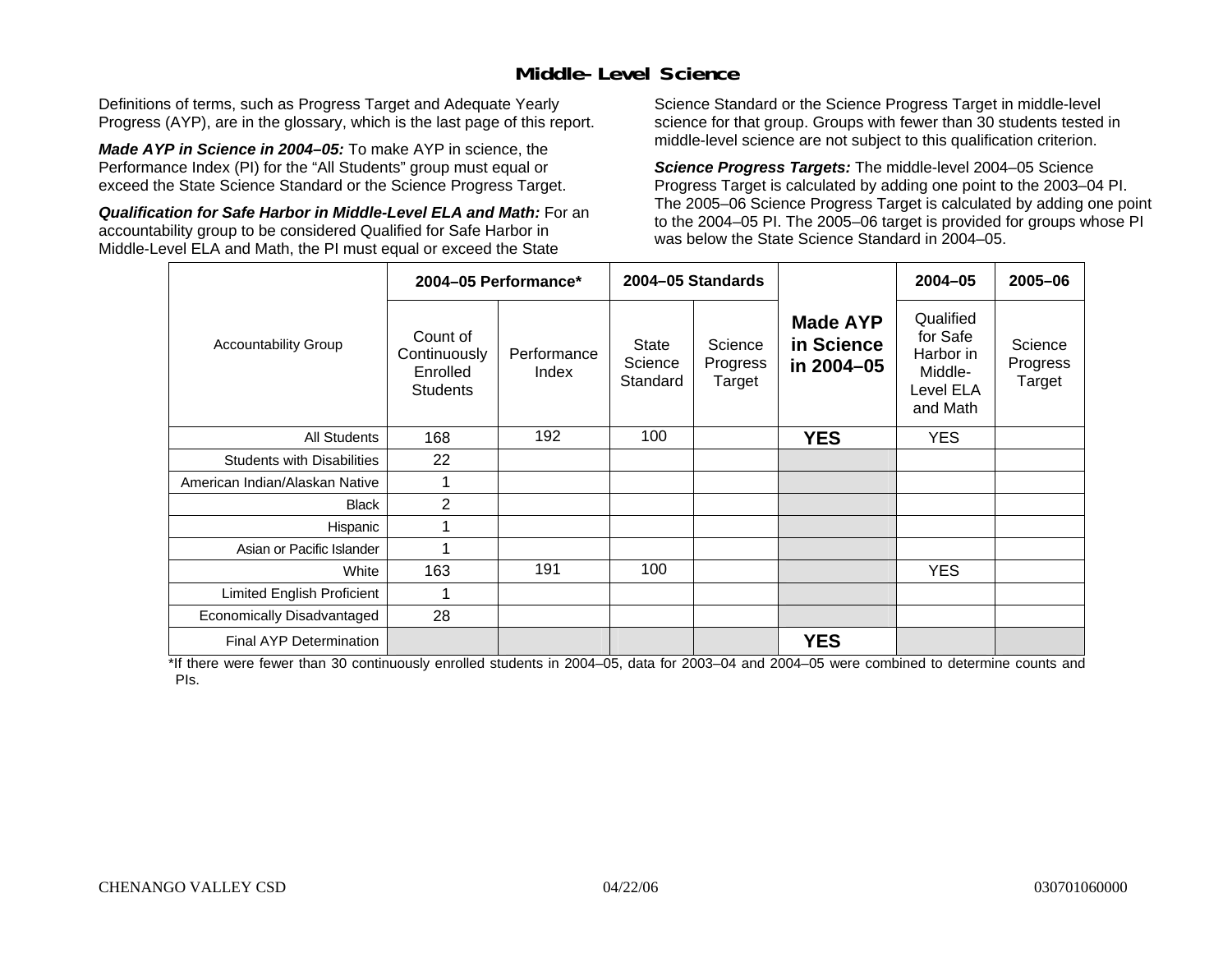## Middle-Level Science

Definitions of terms, such as Progress Target and Adequate Yearly Progress (AYP), are in the glossary, which is the last page of this report.

***Made AYP in Science in 2004–05:*** To make AYP in science, the Performance Index (PI) for the "All Students" group must equal or exceed the State Science Standard or the Science Progress Target.

***Qualification for Safe Harbor in Middle-Level ELA and Math:*** For an accountability group to be considered Qualified for Safe Harbor in Middle-Level ELA and Math, the PI must equal or exceed the State Science Standard or the Science Progress Target in middle-level science for that group. Groups with fewer than 30 students tested in middle-level science are not subject to this qualification criterion.

***Science Progress Targets:*** The middle-level 2004–05 Science Progress Target is calculated by adding one point to the 2003–04 PI. The 2005–06 Science Progress Target is calculated by adding one point to the 2004–05 PI. The 2005–06 target is provided for groups whose PI was below the State Science Standard in 2004–05.

| Accountability Group | 2004–05 Performance* | | 2004–05 Standards | | Made AYP in Science in 2004–05 | 2004–05 | 2005–06 |
|---|---|---|---|---|---|---|---|
| | Count of Continuously Enrolled Students | Performance Index | State Science Standard | Science Progress Target | | Qualified for Safe Harbor in Middle-Level ELA and Math | Science Progress Target |
| All Students | 168 | 192 | 100 | | **YES** | YES | |
| Students with Disabilities | 22 | | | | | | |
| American Indian/Alaskan Native | 1 | | | | | | |
| Black | 2 | | | | | | |
| Hispanic | 1 | | | | | | |
| Asian or Pacific Islander | 1 | | | | | | |
| White | 163 | 191 | 100 | | | YES | |
| Limited English Proficient | 1 | | | | | | |
| Economically Disadvantaged | 28 | | | | | | |
| Final AYP Determination | | | | | **YES** | | |

*If there were fewer than 30 continuously enrolled students in 2004–05, data for 2003–04 and 2004–05 were combined to determine counts and PIs.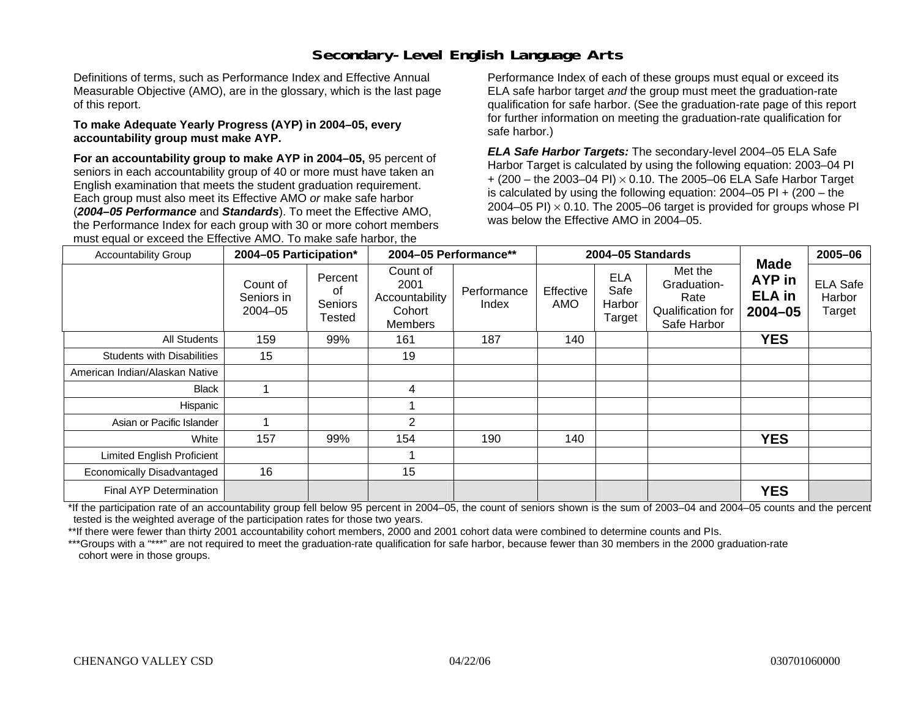# Secondary-Level English Language Arts

Definitions of terms, such as Performance Index and Effective Annual Measurable Objective (AMO), are in the glossary, which is the last page of this report.

**To make Adequate Yearly Progress (AYP) in 2004–05, every accountability group must make AYP.**

**For an accountability group to make AYP in 2004–05,** 95 percent of seniors in each accountability group of 40 or more must have taken an English examination that meets the student graduation requirement. Each group must also meet its Effective AMO *or* make safe harbor (***2004–05 Performance*** and ***Standards***). To meet the Effective AMO, the Performance Index for each group with 30 or more cohort members must equal or exceed the Effective AMO. To make safe harbor, the Performance Index of each of these groups must equal or exceed its ELA safe harbor target *and* the group must meet the graduation-rate qualification for safe harbor. (See the graduation-rate page of this report for further information on meeting the graduation-rate qualification for safe harbor.)

***ELA Safe Harbor Targets:*** The secondary-level 2004–05 ELA Safe Harbor Target is calculated by using the following equation: 2003–04 PI + (200 – the 2003–04 PI) × 0.10. The 2005–06 ELA Safe Harbor Target is calculated by using the following equation: 2004–05 PI + (200 – the 2004–05 PI) × 0.10. The 2005–06 target is provided for groups whose PI was below the Effective AMO in 2004–05.

| Accountability Group | 2004–05 Participation* | | 2004–05 Performance** | | 2004–05 Standards | | | Made AYP in ELA in 2004–05 | 2005–06 |
|---|---|---|---|---|---|---|---|---|---|
| | Count of Seniors in 2004–05 | Percent of Seniors Tested | Count of 2001 Accountability Cohort Members | Performance Index | Effective AMO | ELA Safe Harbor Target | Met the Graduation-Rate Qualification for Safe Harbor | | ELA Safe Harbor Target |
| All Students | 159 | 99% | 161 | 187 | 140 | | | **YES** | |
| Students with Disabilities | 15 | | 19 | | | | | | |
| American Indian/Alaskan Native | | | | | | | | | |
| Black | 1 | | 4 | | | | | | |
| Hispanic | | | 1 | | | | | | |
| Asian or Pacific Islander | 1 | | 2 | | | | | | |
| White | 157 | 99% | 154 | 190 | 140 | | | **YES** | |
| Limited English Proficient | | | 1 | | | | | | |
| Economically Disadvantaged | 16 | | 15 | | | | | | |
| Final AYP Determination | | | | | | | | **YES** | |

*If the participation rate of an accountability group fell below 95 percent in 2004–05, the count of seniors shown is the sum of 2003–04 and 2004–05 counts and the percent tested is the weighted average of the participation rates for those two years.

**If there were fewer than thirty 2001 accountability cohort members, 2000 and 2001 cohort data were combined to determine counts and PIs.

***Groups with a "***" are not required to meet the graduation-rate qualification for safe harbor, because fewer than 30 members in the 2000 graduation-rate cohort were in those groups.

CHENANGO VALLEY CSD 04/22/06 030701060000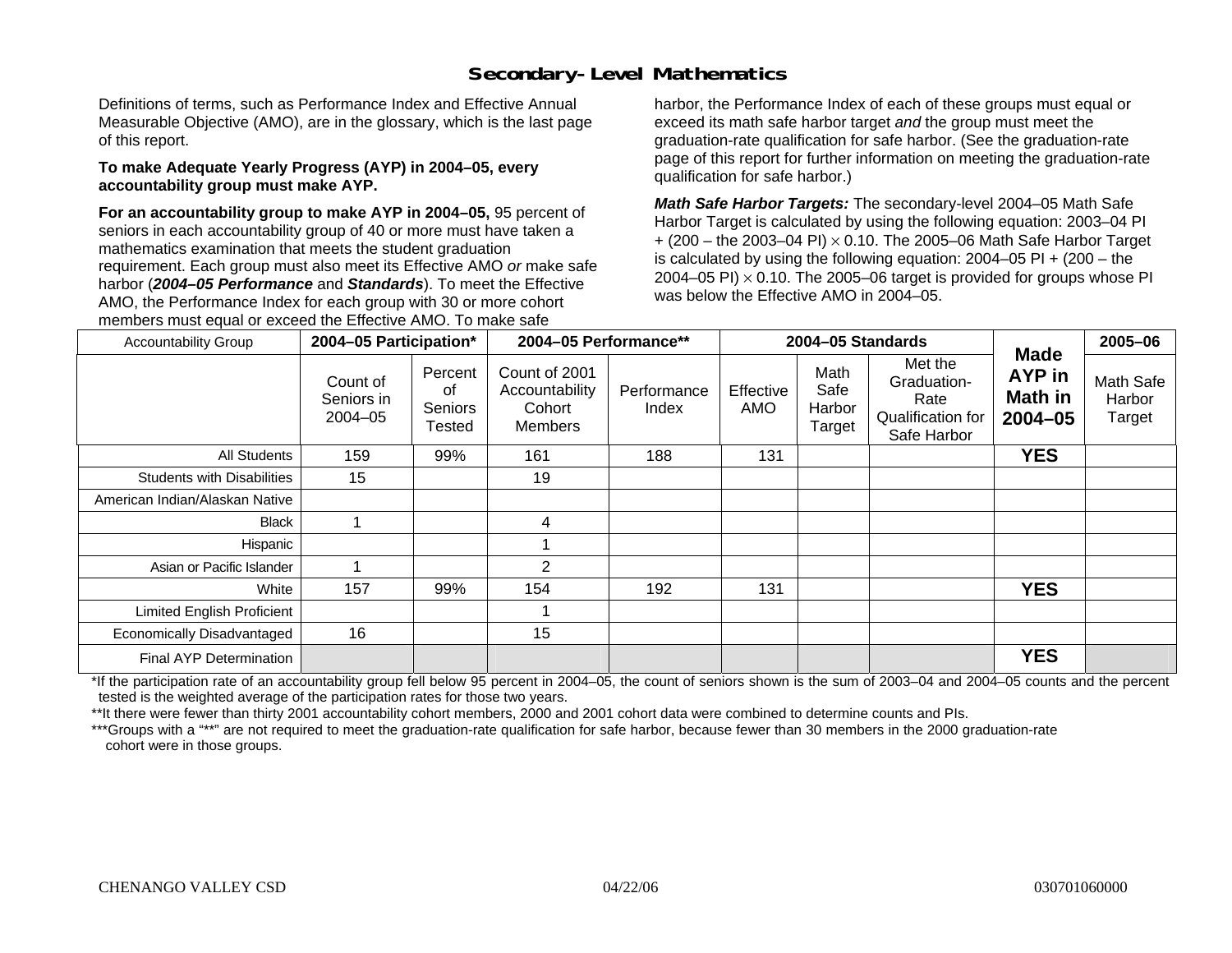## Secondary-Level Mathematics

Definitions of terms, such as Performance Index and Effective Annual Measurable Objective (AMO), are in the glossary, which is the last page of this report.

**To make Adequate Yearly Progress (AYP) in 2004–05, every accountability group must make AYP.**

**For an accountability group to make AYP in 2004–05,** 95 percent of seniors in each accountability group of 40 or more must have taken a mathematics examination that meets the student graduation requirement. Each group must also meet its Effective AMO *or* make safe harbor (***2004–05 Performance*** and ***Standards***). To meet the Effective AMO, the Performance Index for each group with 30 or more cohort members must equal or exceed the Effective AMO. To make safe harbor, the Performance Index of each of these groups must equal or exceed its math safe harbor target *and* the group must meet the graduation-rate qualification for safe harbor. (See the graduation-rate page of this report for further information on meeting the graduation-rate qualification for safe harbor.)

***Math Safe Harbor Targets:*** The secondary-level 2004–05 Math Safe Harbor Target is calculated by using the following equation: 2003–04 PI + (200 – the 2003–04 PI) $\times$ 0.10. The 2005–06 Math Safe Harbor Target is calculated by using the following equation: 2004–05 PI + (200 – the 2004–05 PI) $\times$ 0.10. The 2005–06 target is provided for groups whose PI was below the Effective AMO in 2004–05.

| Accountability Group | 2004–05 Participation* | | 2004–05 Performance** | | 2004–05 Standards | | | Made AYP in Math in 2004–05 | 2005–06 |
|---|---|---|---|---|---|---|---|---|---|
| | Count of Seniors in 2004–05 | Percent of Seniors Tested | Count of 2001 Accountability Cohort Members | Performance Index | Effective AMO | Math Safe Harbor Target | Met the Graduation-Rate Qualification for Safe Harbor | | Math Safe Harbor Target |
| All Students | 159 | 99% | 161 | 188 | 131 | | | **YES** | |
| Students with Disabilities | 15 | | 19 | | | | | | |
| American Indian/Alaskan Native | | | | | | | | | |
| Black | 1 | | 4 | | | | | | |
| Hispanic | | | 1 | | | | | | |
| Asian or Pacific Islander | 1 | | 2 | | | | | | |
| White | 157 | 99% | 154 | 192 | 131 | | | **YES** | |
| Limited English Proficient | | | 1 | | | | | | |
| Economically Disadvantaged | 16 | | 15 | | | | | | |
| Final AYP Determination | | | | | | | | **YES** | |

*If the participation rate of an accountability group fell below 95 percent in 2004–05, the count of seniors shown is the sum of 2003–04 and 2004–05 counts and the percent tested is the weighted average of the participation rates for those two years.

**It there were fewer than thirty 2001 accountability cohort members, 2000 and 2001 cohort data were combined to determine counts and PIs.

***Groups with a "**" are not required to meet the graduation-rate qualification for safe harbor, because fewer than 30 members in the 2000 graduation-rate cohort were in those groups.

CHENANGO VALLEY CSD 04/22/06 030701060000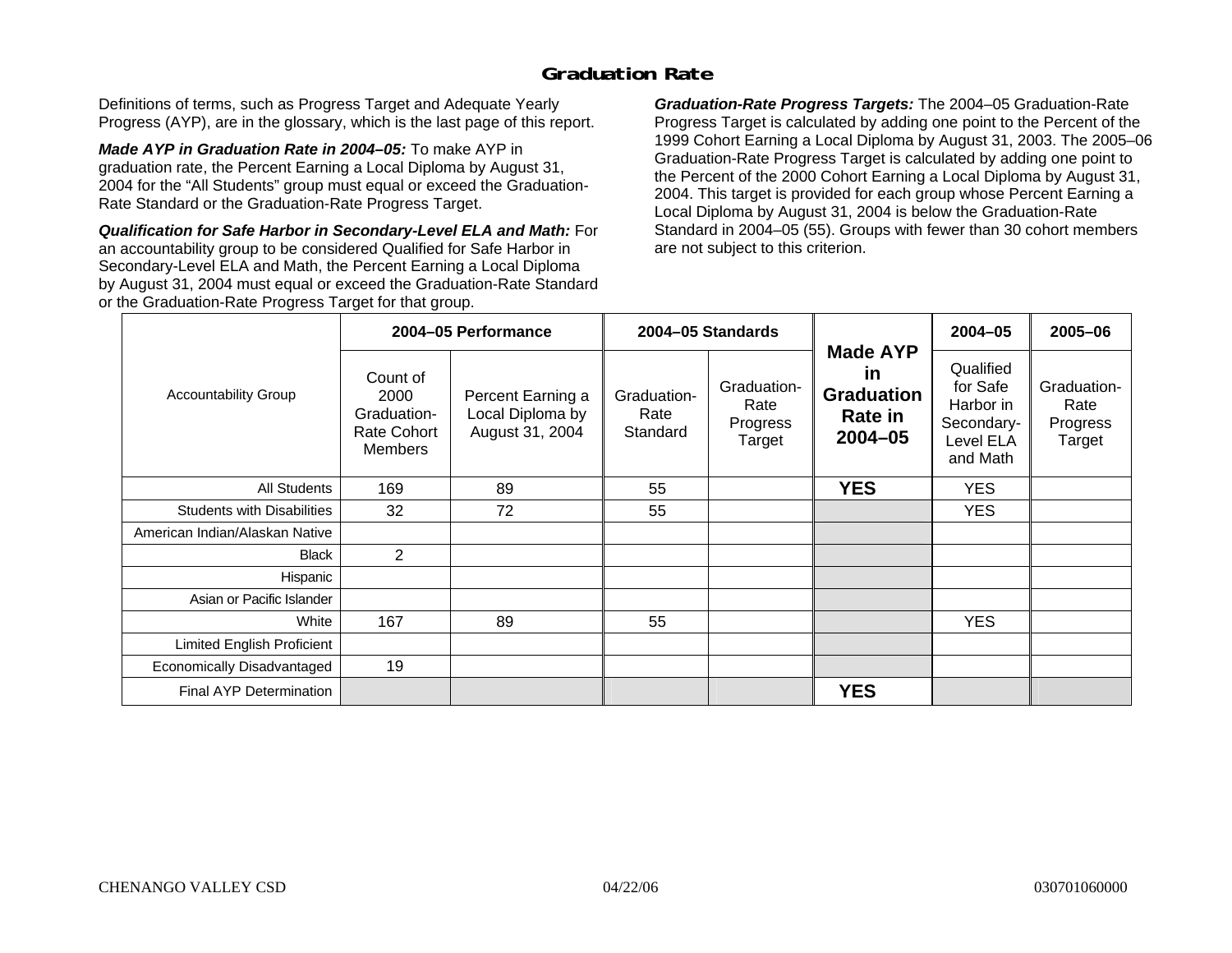# Graduation Rate

Definitions of terms, such as Progress Target and Adequate Yearly Progress (AYP), are in the glossary, which is the last page of this report.

***Made AYP in Graduation Rate in 2004–05:*** To make AYP in graduation rate, the Percent Earning a Local Diploma by August 31, 2004 for the "All Students" group must equal or exceed the Graduation-Rate Standard or the Graduation-Rate Progress Target.

***Qualification for Safe Harbor in Secondary-Level ELA and Math:*** For an accountability group to be considered Qualified for Safe Harbor in Secondary-Level ELA and Math, the Percent Earning a Local Diploma by August 31, 2004 must equal or exceed the Graduation-Rate Standard or the Graduation-Rate Progress Target for that group.

***Graduation-Rate Progress Targets:*** The 2004–05 Graduation-Rate Progress Target is calculated by adding one point to the Percent of the 1999 Cohort Earning a Local Diploma by August 31, 2003. The 2005–06 Graduation-Rate Progress Target is calculated by adding one point to the Percent of the 2000 Cohort Earning a Local Diploma by August 31, 2004. This target is provided for each group whose Percent Earning a Local Diploma by August 31, 2004 is below the Graduation-Rate Standard in 2004–05 (55). Groups with fewer than 30 cohort members are not subject to this criterion.

| Accountability Group | 2004–05 Performance | | 2004–05 Standards | | Made AYP in Graduation Rate in 2004–05 | 2004–05 | 2005–06 |
|---|---|---|---|---|---|---|---|
| | Count of 2000 Graduation-Rate Cohort Members | Percent Earning a Local Diploma by August 31, 2004 | Graduation-Rate Standard | Graduation-Rate Progress Target | | Qualified for Safe Harbor in Secondary-Level ELA and Math | Graduation-Rate Progress Target |
| All Students | 169 | 89 | 55 | | **YES** | YES | |
| Students with Disabilities | 32 | 72 | 55 | | | YES | |
| American Indian/Alaskan Native | | | | | | | |
| Black | 2 | | | | | | |
| Hispanic | | | | | | | |
| Asian or Pacific Islander | | | | | | | |
| White | 167 | 89 | 55 | | | YES | |
| Limited English Proficient | | | | | | | |
| Economically Disadvantaged | 19 | | | | | | |
| Final AYP Determination | | | | | **YES** | | |

CHENANGO VALLEY CSD 04/22/06 030701060000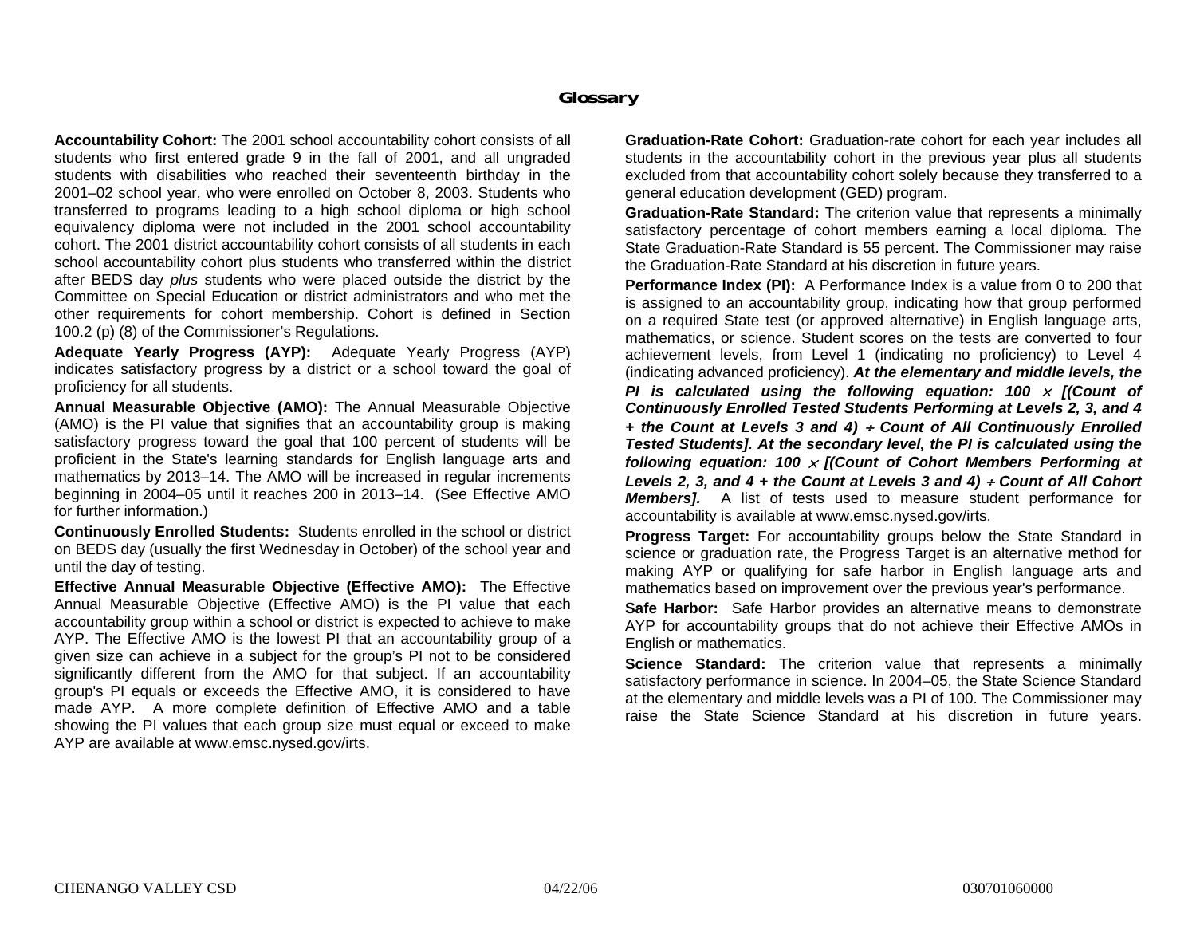# Glossary

**Accountability Cohort:** The 2001 school accountability cohort consists of all students who first entered grade 9 in the fall of 2001, and all ungraded students with disabilities who reached their seventeenth birthday in the 2001–02 school year, who were enrolled on October 8, 2003. Students who transferred to programs leading to a high school diploma or high school equivalency diploma were not included in the 2001 school accountability cohort. The 2001 district accountability cohort consists of all students in each school accountability cohort plus students who transferred within the district after BEDS day *plus* students who were placed outside the district by the Committee on Special Education or district administrators and who met the other requirements for cohort membership. Cohort is defined in Section 100.2 (p) (8) of the Commissioner's Regulations.

**Adequate Yearly Progress (AYP):** Adequate Yearly Progress (AYP) indicates satisfactory progress by a district or a school toward the goal of proficiency for all students.

**Annual Measurable Objective (AMO):** The Annual Measurable Objective (AMO) is the PI value that signifies that an accountability group is making satisfactory progress toward the goal that 100 percent of students will be proficient in the State's learning standards for English language arts and mathematics by 2013–14. The AMO will be increased in regular increments beginning in 2004–05 until it reaches 200 in 2013–14. (See Effective AMO for further information.)

**Continuously Enrolled Students:** Students enrolled in the school or district on BEDS day (usually the first Wednesday in October) of the school year and until the day of testing.

**Effective Annual Measurable Objective (Effective AMO):** The Effective Annual Measurable Objective (Effective AMO) is the PI value that each accountability group within a school or district is expected to achieve to make AYP. The Effective AMO is the lowest PI that an accountability group of a given size can achieve in a subject for the group's PI not to be considered significantly different from the AMO for that subject. If an accountability group's PI equals or exceeds the Effective AMO, it is considered to have made AYP. A more complete definition of Effective AMO and a table showing the PI values that each group size must equal or exceed to make AYP are available at www.emsc.nysed.gov/irts.

**Graduation-Rate Cohort:** Graduation-rate cohort for each year includes all students in the accountability cohort in the previous year plus all students excluded from that accountability cohort solely because they transferred to a general education development (GED) program.

**Graduation-Rate Standard:** The criterion value that represents a minimally satisfactory percentage of cohort members earning a local diploma. The State Graduation-Rate Standard is 55 percent. The Commissioner may raise the Graduation-Rate Standard at his discretion in future years.

**Performance Index (PI):** A Performance Index is a value from 0 to 200 that is assigned to an accountability group, indicating how that group performed on a required State test (or approved alternative) in English language arts, mathematics, or science. Student scores on the tests are converted to four achievement levels, from Level 1 (indicating no proficiency) to Level 4 (indicating advanced proficiency). ***At the elementary and middle levels, the PI is calculated using the following equation: 100 × [(Count of Continuously Enrolled Tested Students Performing at Levels 2, 3, and 4 + the Count at Levels 3 and 4) ÷ Count of All Continuously Enrolled Tested Students]. At the secondary level, the PI is calculated using the following equation: 100 × [(Count of Cohort Members Performing at Levels 2, 3, and 4 + the Count at Levels 3 and 4) ÷ Count of All Cohort Members].*** A list of tests used to measure student performance for accountability is available at www.emsc.nysed.gov/irts.

**Progress Target:** For accountability groups below the State Standard in science or graduation rate, the Progress Target is an alternative method for making AYP or qualifying for safe harbor in English language arts and mathematics based on improvement over the previous year's performance.

**Safe Harbor:** Safe Harbor provides an alternative means to demonstrate AYP for accountability groups that do not achieve their Effective AMOs in English or mathematics.

**Science Standard:** The criterion value that represents a minimally satisfactory performance in science. In 2004–05, the State Science Standard at the elementary and middle levels was a PI of 100. The Commissioner may raise the State Science Standard at his discretion in future years.